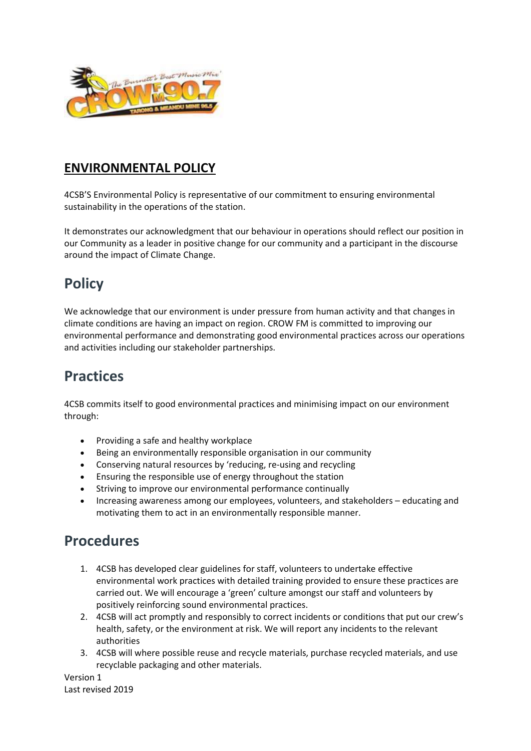# ENVIRONMENTAL POLICY

4CSB'S Environmental Policy is representative of our commitment to ensuring environmental sustainability in the operations of the station.

It demonstrates our acknowledgment that our behaviour in operations should reflect our position in our Community as a leader in positive change for our community and a participant in the discourse around the impact of Climate Change.

## Policy

We acknowledge that our environment is under pressure from human activity and that changes in climate conditions are having an impact on region. CROW FM is committed to improving our environmental performance and demonstrating good environmental practices across our operations and activities including our stakeholder partnerships.

## Practices

4CSB commits itself to good environmental practices and minimising impact on our environment through:

- Providing a safe and healthy workplace
- Being an environmentally responsible organisation in our community
- Conserving natural resources by 'reducing, re-using and recycling
- Ensuring the responsible use of energy throughout the station
- Striving to improve our environmental performance continually
- Increasing awareness among our employees, volunteers, and stakeholders – educating and motivating them to act in an environmentally responsible manner.

## Procedures

1. 4CSB has developed clear guidelines for staff, volunteers to undertake effective environmental work practices with detailed training provided to ensure these practices are carried out. We will encourage a 'green' culture amongst our staff and volunteers by positively reinforcing sound environmental practices.
2. 4CSB will act promptly and responsibly to correct incidents or conditions that put our crew's health, safety, or the environment at risk. We will report any incidents to the relevant authorities
3. 4CSB will where possible reuse and recycle materials, purchase recycled materials, and use recyclable packaging and other materials.

Version 1
Last revised 2019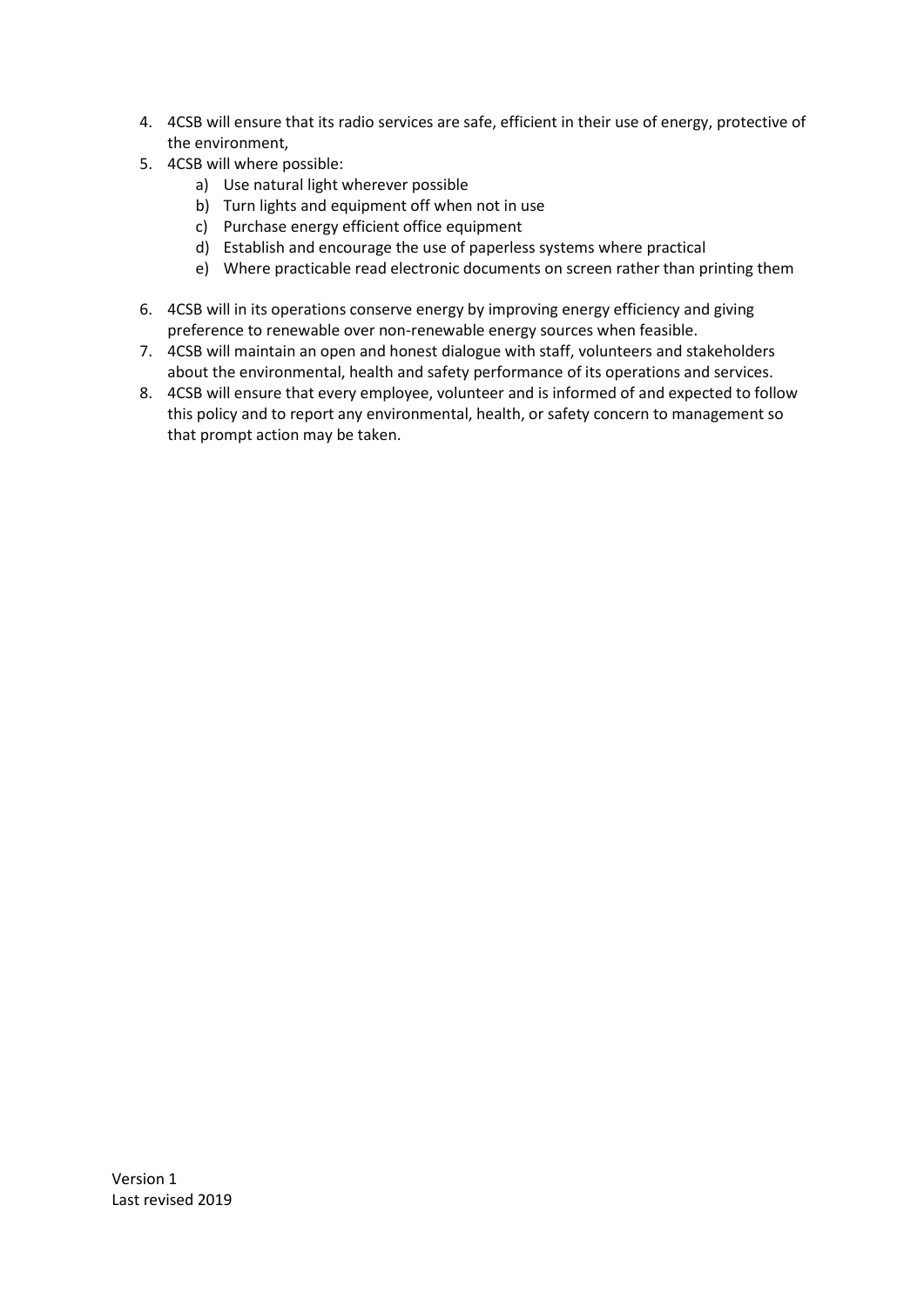4. 4CSB will ensure that its radio services are safe, efficient in their use of energy, protective of the environment,
5. 4CSB will where possible:
   a) Use natural light wherever possible
   b) Turn lights and equipment off when not in use
   c) Purchase energy efficient office equipment
   d) Establish and encourage the use of paperless systems where practical
   e) Where practicable read electronic documents on screen rather than printing them
6. 4CSB will in its operations conserve energy by improving energy efficiency and giving preference to renewable over non-renewable energy sources when feasible.
7. 4CSB will maintain an open and honest dialogue with staff, volunteers and stakeholders about the environmental, health and safety performance of its operations and services.
8. 4CSB will ensure that every employee, volunteer and is informed of and expected to follow this policy and to report any environmental, health, or safety concern to management so that prompt action may be taken.

Version 1
Last revised 2019